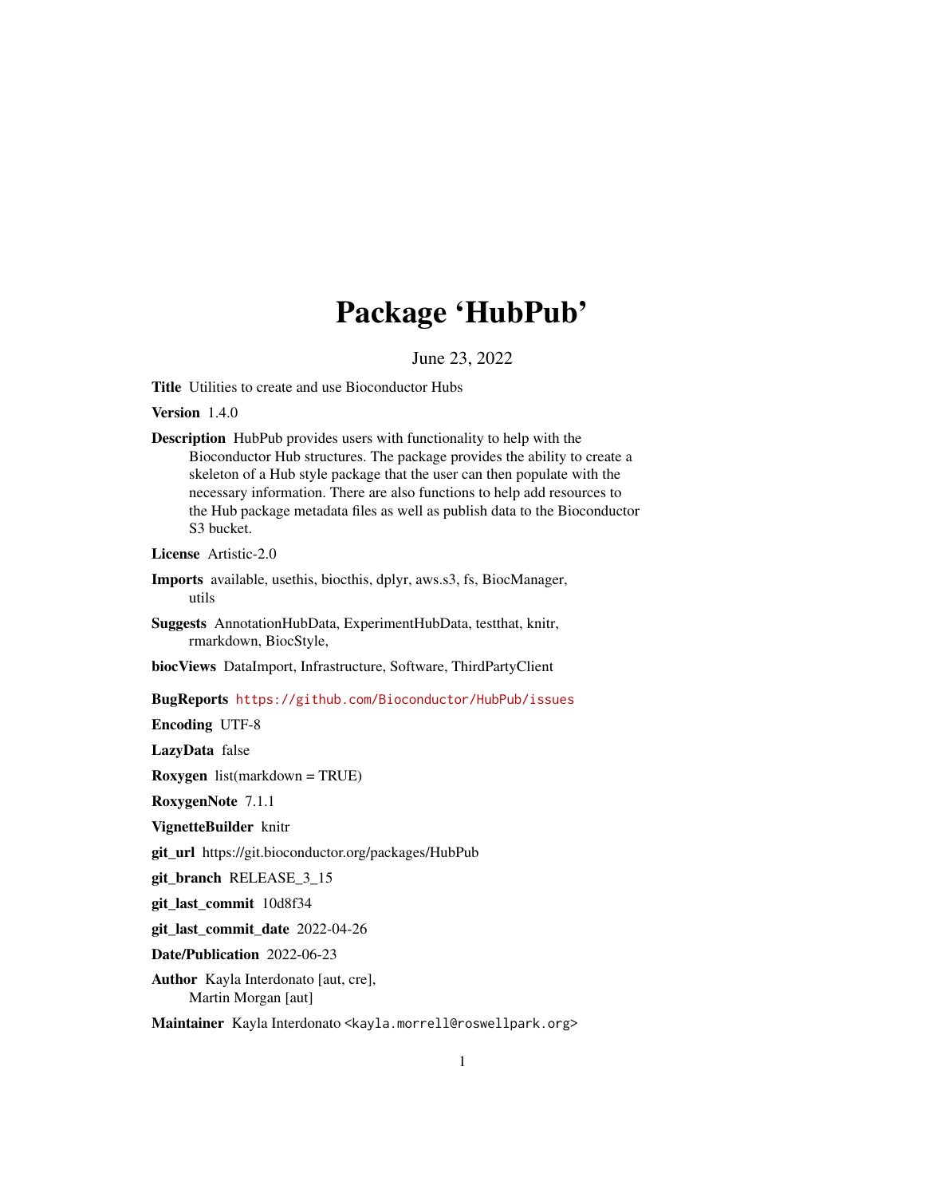# Package 'HubPub'

June 23, 2022

**Title** Utilities to create and use Bioconductor Hubs

**Version** 1.4.0

**Description** HubPub provides users with functionality to help with the Bioconductor Hub structures. The package provides the ability to create a skeleton of a Hub style package that the user can then populate with the necessary information. There are also functions to help add resources to the Hub package metadata files as well as publish data to the Bioconductor S3 bucket.

**License** Artistic-2.0

**Imports** available, usethis, biocthis, dplyr, aws.s3, fs, BiocManager, utils

**Suggests** AnnotationHubData, ExperimentHubData, testthat, knitr, rmarkdown, BiocStyle,

**biocViews** DataImport, Infrastructure, Software, ThirdPartyClient

**BugReports** https://github.com/Bioconductor/HubPub/issues

**Encoding** UTF-8

**LazyData** false

**Roxygen** list(markdown = TRUE)

**RoxygenNote** 7.1.1

**VignetteBuilder** knitr

**git_url** https://git.bioconductor.org/packages/HubPub

**git_branch** RELEASE_3_15

**git_last_commit** 10d8f34

**git_last_commit_date** 2022-04-26

**Date/Publication** 2022-06-23

**Author** Kayla Interdonato [aut, cre], Martin Morgan [aut]

**Maintainer** Kayla Interdonato <kayla.morrell@roswellpark.org>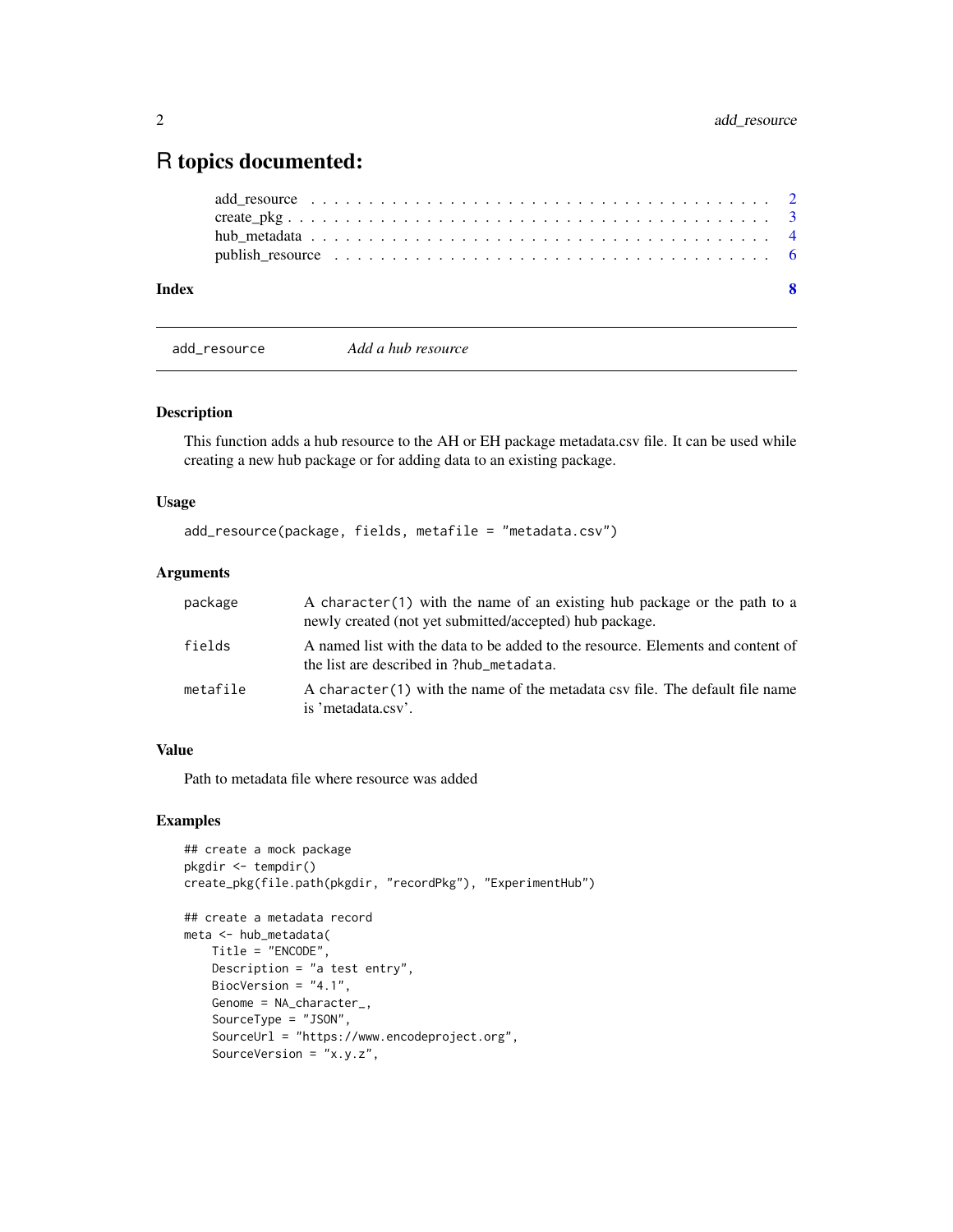# R topics documented:

| | |
|---|---|
| add_resource | 2 |
| create_pkg | 3 |
| hub_metadata | 4 |
| publish_resource | 6 |
| **Index** | **8** |

## add_resource — *Add a hub resource*

### Description

This function adds a hub resource to the AH or EH package metadata.csv file. It can be used while creating a new hub package or for adding data to an existing package.

### Usage

```
add_resource(package, fields, metafile = "metadata.csv")
```

### Arguments

| | |
|---|---|
| package | A `character(1)` with the name of an existing hub package or the path to a newly created (not yet submitted/accepted) hub package. |
| fields | A named list with the data to be added to the resource. Elements and content of the list are described in `?hub_metadata`. |
| metafile | A `character(1)` with the name of the metadata csv file. The default file name is 'metadata.csv'. |

### Value

Path to metadata file where resource was added

### Examples

```
## create a mock package
pkgdir <- tempdir()
create_pkg(file.path(pkgdir, "recordPkg"), "ExperimentHub")

## create a metadata record
meta <- hub_metadata(
    Title = "ENCODE",
    Description = "a test entry",
    BiocVersion = "4.1",
    Genome = NA_character_,
    SourceType = "JSON",
    SourceUrl = "https://www.encodeproject.org",
    SourceVersion = "x.y.z",
```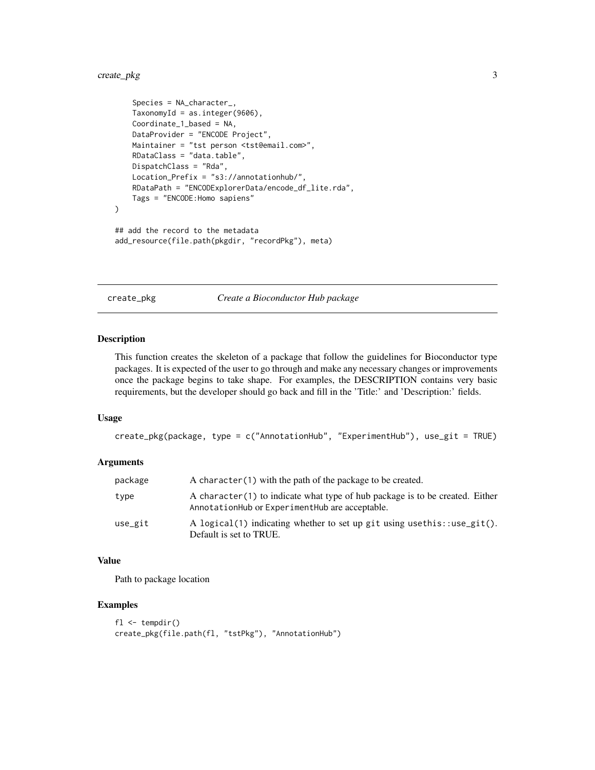```
    Species = NA_character_,
    TaxonomyId = as.integer(9606),
    Coordinate_1_based = NA,
    DataProvider = "ENCODE Project",
    Maintainer = "tst person <tst@email.com>",
    RDataClass = "data.table",
    DispatchClass = "Rda",
    Location_Prefix = "s3://annotationhub/",
    RDataPath = "ENCODExplorerData/encode_df_lite.rda",
    Tags = "ENCODE:Homo sapiens"
)

## add the record to the metadata
add_resource(file.path(pkgdir, "recordPkg"), meta)
```

## create_pkg — *Create a Bioconductor Hub package*

### Description

This function creates the skeleton of a package that follow the guidelines for Bioconductor type packages. It is expected of the user to go through and make any necessary changes or improvements once the package begins to take shape. For examples, the DESCRIPTION contains very basic requirements, but the developer should go back and fill in the 'Title:' and 'Description:' fields.

### Usage

```
create_pkg(package, type = c("AnnotationHub", "ExperimentHub"), use_git = TRUE)
```

### Arguments

| | |
|---|---|
| package | A `character(1)` with the path of the package to be created. |
| type | A `character(1)` to indicate what type of hub package is to be created. Either `AnnotationHub` or `ExperimentHub` are acceptable. |
| use_git | A `logical(1)` indicating whether to set up `git` using `usethis::use_git()`. Default is set to TRUE. |

### Value

Path to package location

### Examples

```
fl <- tempdir()
create_pkg(file.path(fl, "tstPkg"), "AnnotationHub")
```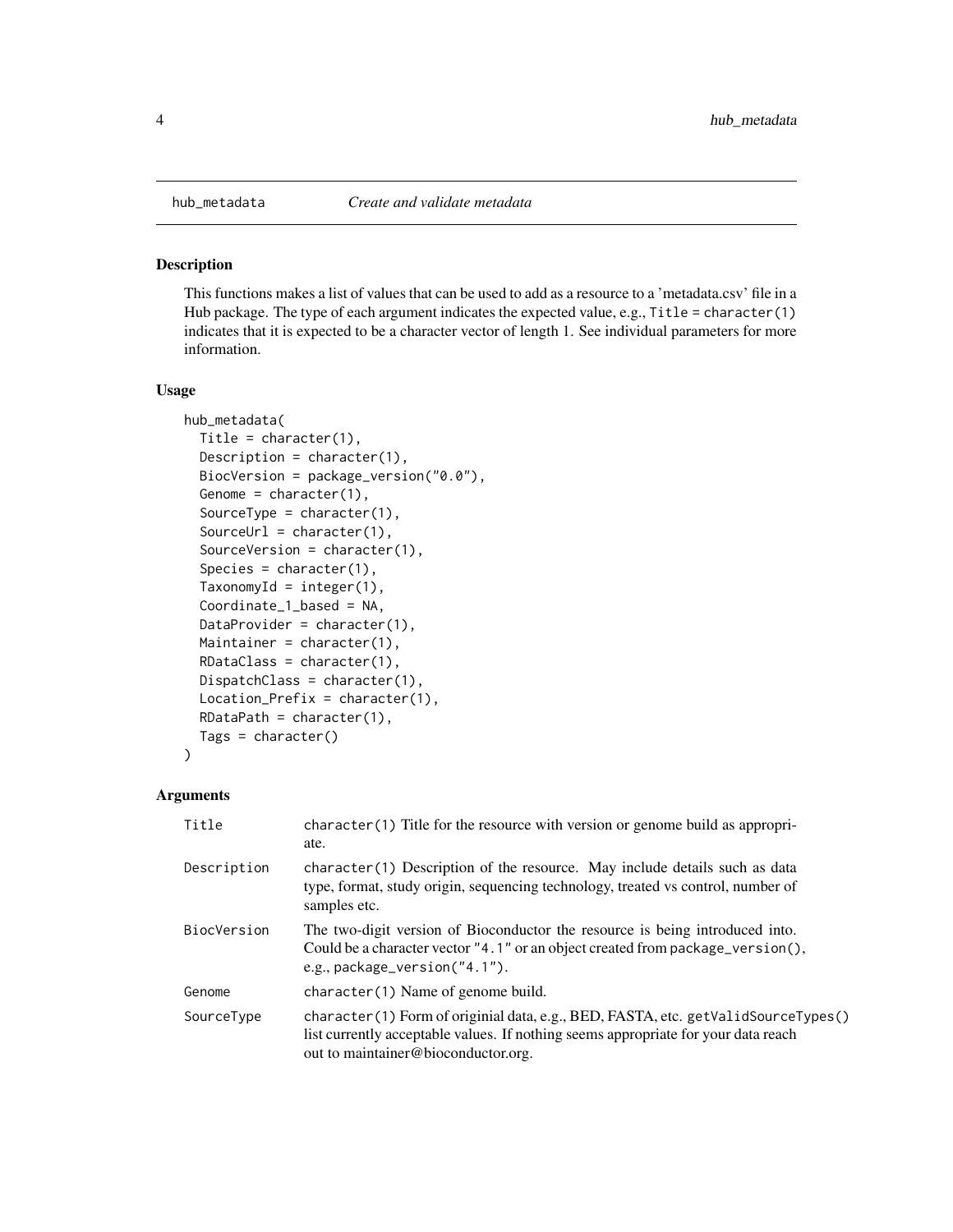hub_metadata *Create and validate metadata*

### Description

This functions makes a list of values that can be used to add as a resource to a 'metadata.csv' file in a Hub package. The type of each argument indicates the expected value, e.g., `Title = character(1)` indicates that it is expected to be a character vector of length 1. See individual parameters for more information.

### Usage

```
hub_metadata(
  Title = character(1),
  Description = character(1),
  BiocVersion = package_version("0.0"),
  Genome = character(1),
  SourceType = character(1),
  SourceUrl = character(1),
  SourceVersion = character(1),
  Species = character(1),
  TaxonomyId = integer(1),
  Coordinate_1_based = NA,
  DataProvider = character(1),
  Maintainer = character(1),
  RDataClass = character(1),
  DispatchClass = character(1),
  Location_Prefix = character(1),
  RDataPath = character(1),
  Tags = character()
)
```

### Arguments

| | |
|---|---|
| Title | `character(1)` Title for the resource with version or genome build as appropriate. |
| Description | `character(1)` Description of the resource. May include details such as data type, format, study origin, sequencing technology, treated vs control, number of samples etc. |
| BiocVersion | The two-digit version of Bioconductor the resource is being introduced into. Could be a character vector `"4.1"` or an object created from `package_version()`, e.g., `package_version("4.1")`. |
| Genome | `character(1)` Name of genome build. |
| SourceType | `character(1)` Form of originial data, e.g., BED, FASTA, etc. `getValidSourceTypes()` list currently acceptable values. If nothing seems appropriate for your data reach out to maintainer@bioconductor.org. |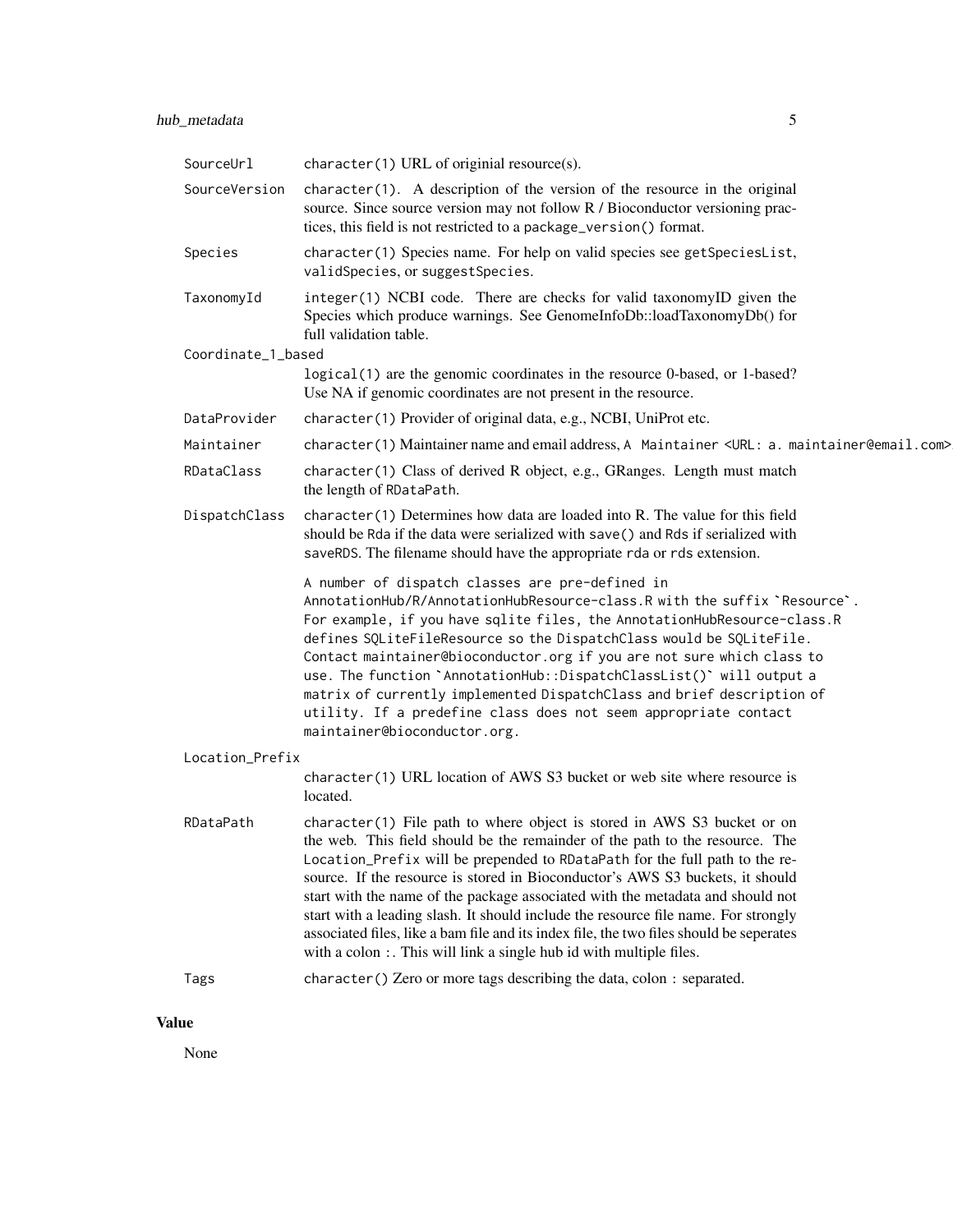SourceUrl
: `character(1)` URL of originial resource(s).

SourceVersion
: `character(1)`. A description of the version of the resource in the original source. Since source version may not follow R / Bioconductor versioning practices, this field is not restricted to a `package_version()` format.

Species
: `character(1)` Species name. For help on valid species see `getSpeciesList`, `validSpecies`, or `suggestSpecies`.

TaxonomyId
: `integer(1)` NCBI code. There are checks for valid taxonomyID given the Species which produce warnings. See GenomeInfoDb::loadTaxonomyDb() for full validation table.

Coordinate_1_based
: `logical(1)` are the genomic coordinates in the resource 0-based, or 1-based? Use NA if genomic coordinates are not present in the resource.

DataProvider
: `character(1)` Provider of original data, e.g., NCBI, UniProt etc.

Maintainer
: `character(1)` Maintainer name and email address, `A Maintainer <URL: a. maintainer@email.com>`

RDataClass
: `character(1)` Class of derived R object, e.g., GRanges. Length must match the length of `RDataPath`.

DispatchClass
: `character(1)` Determines how data are loaded into R. The value for this field should be `Rda` if the data were serialized with `save()` and `Rds` if serialized with `saveRDS`. The filename should have the appropriate `rda` or `rds` extension.

  A number of dispatch classes are pre-defined in AnnotationHub/R/AnnotationHubResource-class.R with the suffix `Resource`. For example, if you have sqlite files, the AnnotationHubResource-class.R defines SQLiteFileResource so the DispatchClass would be SQLiteFile. Contact maintainer@bioconductor.org if you are not sure which class to use. The function `AnnotationHub::DispatchClassList()` will output a matrix of currently implemented DispatchClass and brief description of utility. If a predefine class does not seem appropriate contact maintainer@bioconductor.org.

Location_Prefix
: `character(1)` URL location of AWS S3 bucket or web site where resource is located.

RDataPath
: `character(1)` File path to where object is stored in AWS S3 bucket or on the web. This field should be the remainder of the path to the resource. The `Location_Prefix` will be prepended to `RDataPath` for the full path to the resource. If the resource is stored in Bioconductor's AWS S3 buckets, it should start with the name of the package associated with the metadata and should not start with a leading slash. It should include the resource file name. For strongly associated files, like a bam file and its index file, the two files should be seperates with a colon `:`. This will link a single hub id with multiple files.

Tags
: `character()` Zero or more tags describing the data, colon `:` separated.

## Value

None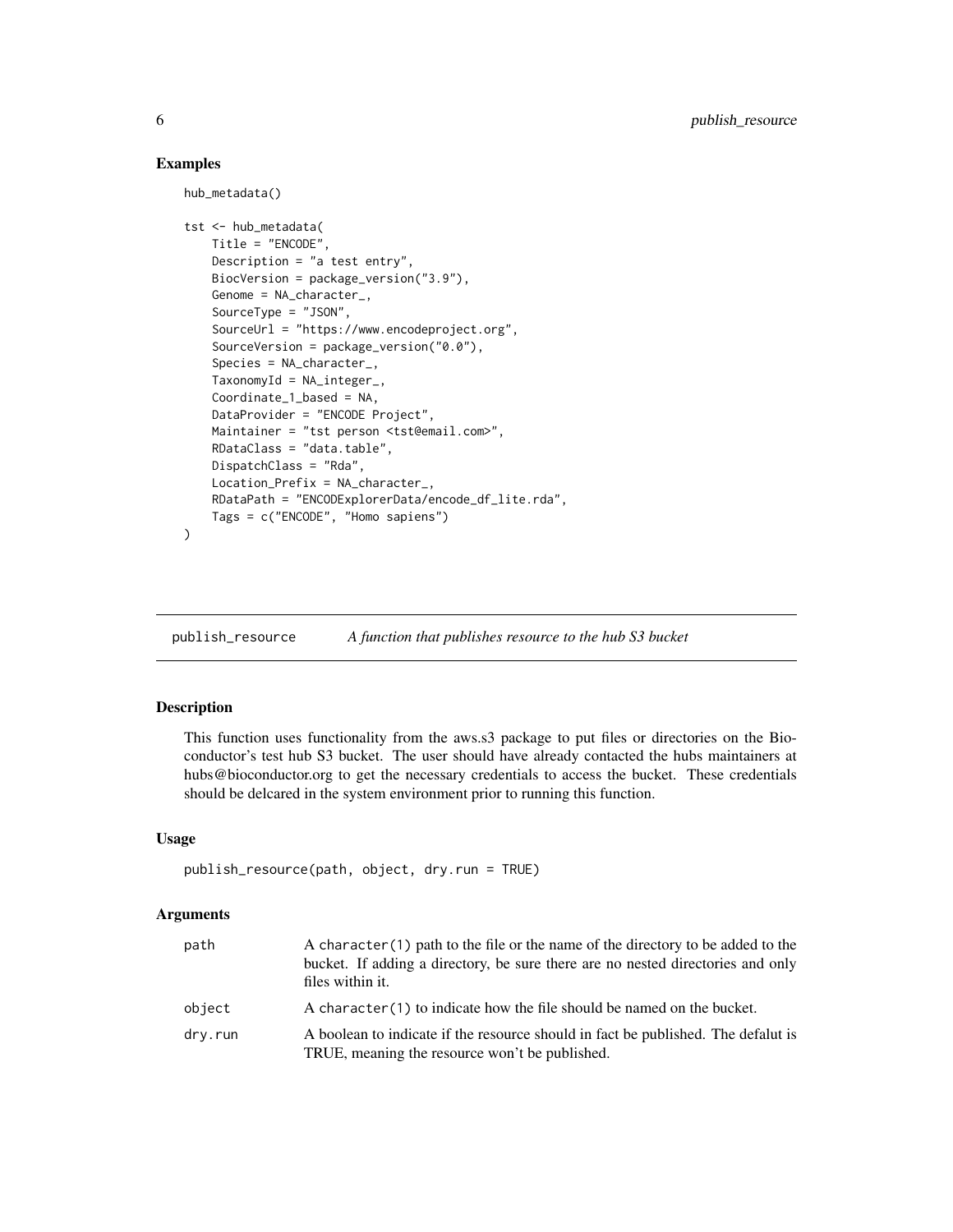## Examples

```
hub_metadata()

tst <- hub_metadata(
    Title = "ENCODE",
    Description = "a test entry",
    BiocVersion = package_version("3.9"),
    Genome = NA_character_,
    SourceType = "JSON",
    SourceUrl = "https://www.encodeproject.org",
    SourceVersion = package_version("0.0"),
    Species = NA_character_,
    TaxonomyId = NA_integer_,
    Coordinate_1_based = NA,
    DataProvider = "ENCODE Project",
    Maintainer = "tst person <tst@email.com>",
    RDataClass = "data.table",
    DispatchClass = "Rda",
    Location_Prefix = NA_character_,
    RDataPath = "ENCODExplorerData/encode_df_lite.rda",
    Tags = c("ENCODE", "Homo sapiens")
)
```

---

# publish_resource — *A function that publishes resource to the hub S3 bucket*

---

## Description

This function uses functionality from the aws.s3 package to put files or directories on the Bioconductor's test hub S3 bucket. The user should have already contacted the hubs maintainers at hubs@bioconductor.org to get the necessary credentials to access the bucket. These credentials should be delcared in the system environment prior to running this function.

## Usage

```
publish_resource(path, object, dry.run = TRUE)
```

## Arguments

| | |
|---|---|
| `path` | A `character(1)` path to the file or the name of the directory to be added to the bucket. If adding a directory, be sure there are no nested directories and only files within it. |
| `object` | A `character(1)` to indicate how the file should be named on the bucket. |
| `dry.run` | A boolean to indicate if the resource should in fact be published. The defalut is TRUE, meaning the resource won't be published. |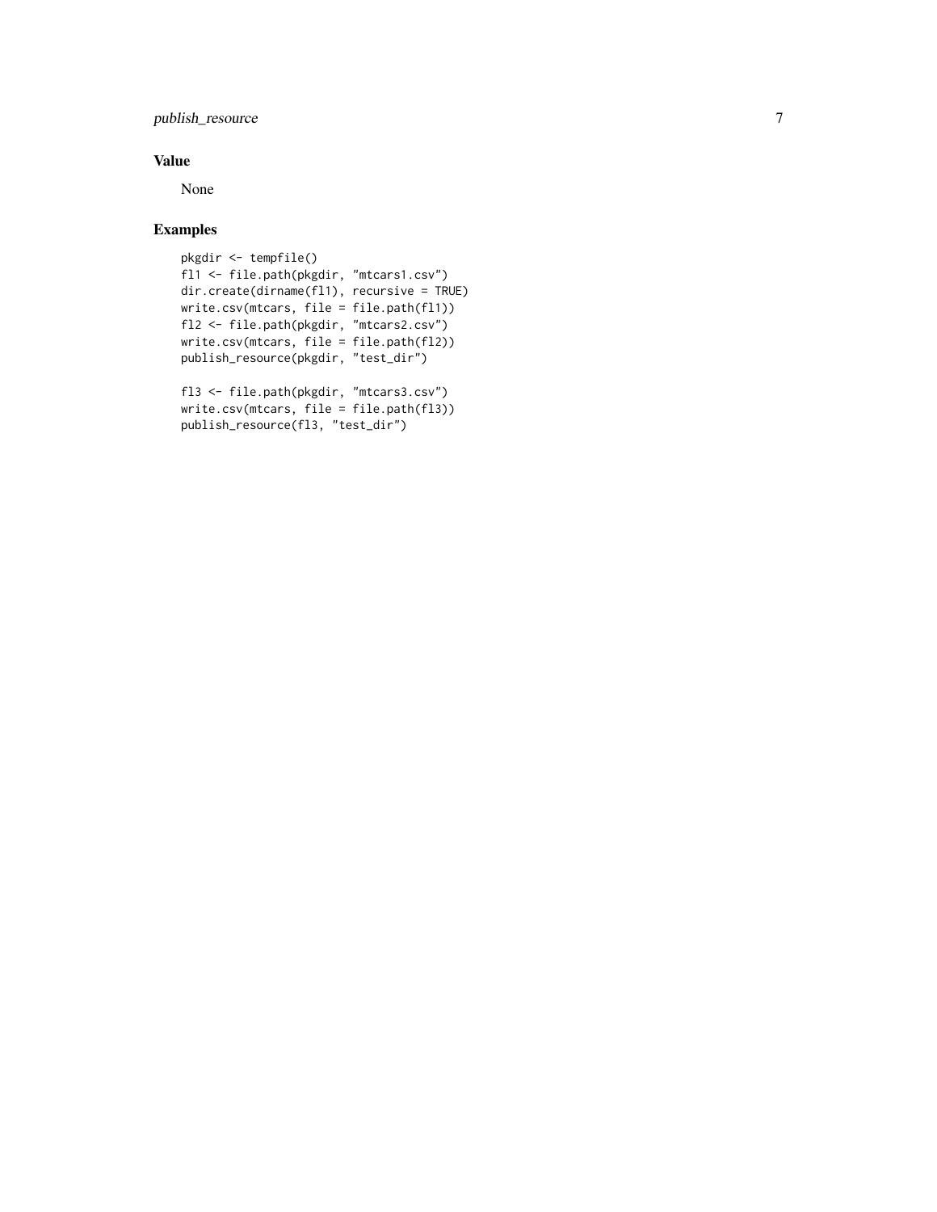## Value

None

## Examples

```
pkgdir <- tempfile()
fl1 <- file.path(pkgdir, "mtcars1.csv")
dir.create(dirname(fl1), recursive = TRUE)
write.csv(mtcars, file = file.path(fl1))
fl2 <- file.path(pkgdir, "mtcars2.csv")
write.csv(mtcars, file = file.path(fl2))
publish_resource(pkgdir, "test_dir")

fl3 <- file.path(pkgdir, "mtcars3.csv")
write.csv(mtcars, file = file.path(fl3))
publish_resource(fl3, "test_dir")
```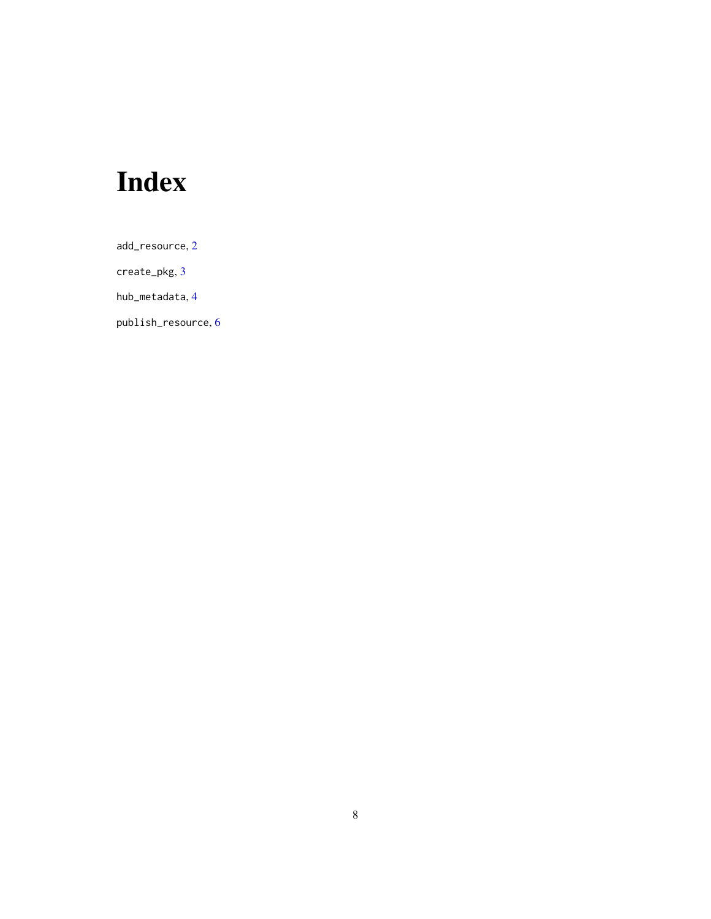# Index

add_resource, 2

create_pkg, 3

hub_metadata, 4

publish_resource, 6